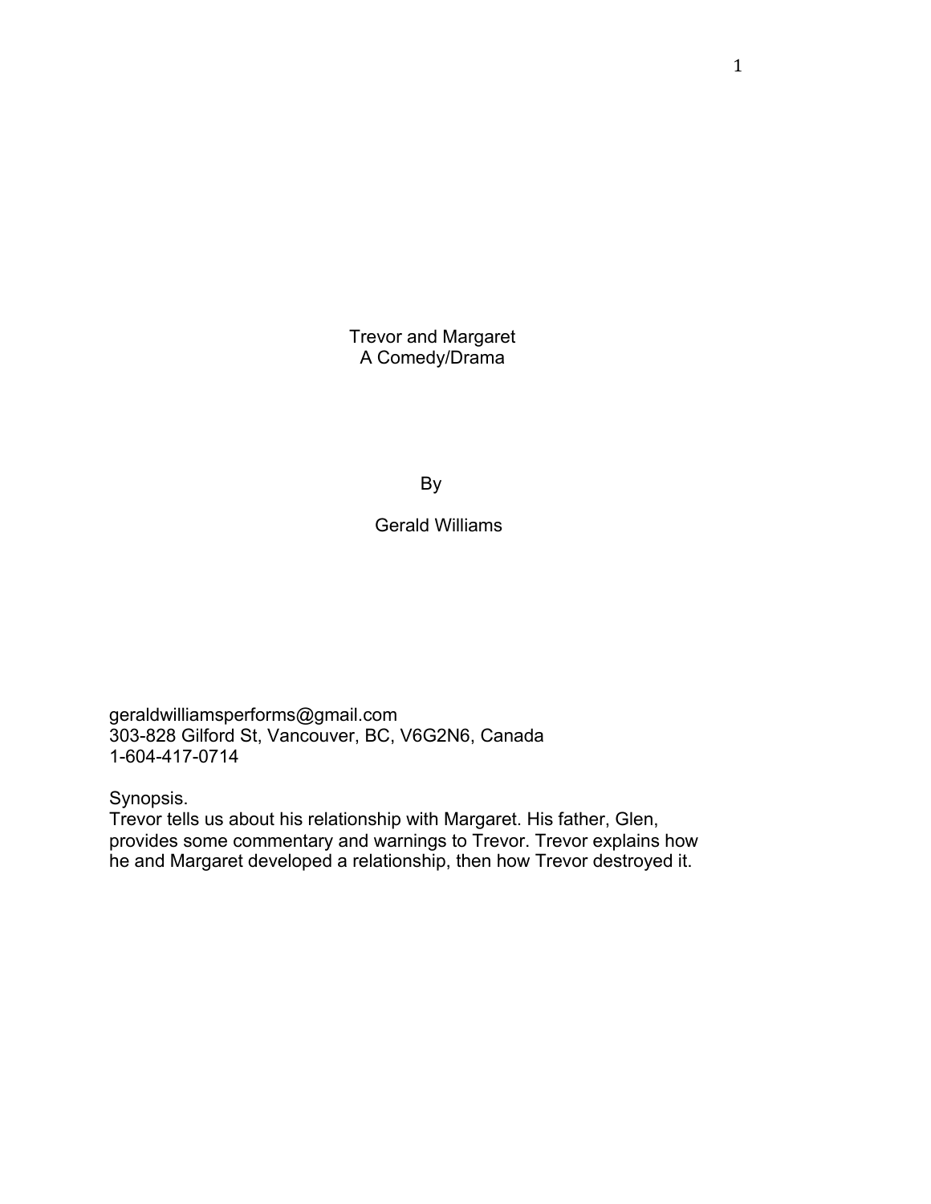# Trevor and Margaret
A Comedy/Drama

By

Gerald Williams

geraldwilliamsperforms@gmail.com
303-828 Gilford St, Vancouver, BC, V6G2N6, Canada
1-604-417-0714

Synopsis.
Trevor tells us about his relationship with Margaret. His father, Glen, provides some commentary and warnings to Trevor. Trevor explains how he and Margaret developed a relationship, then how Trevor destroyed it.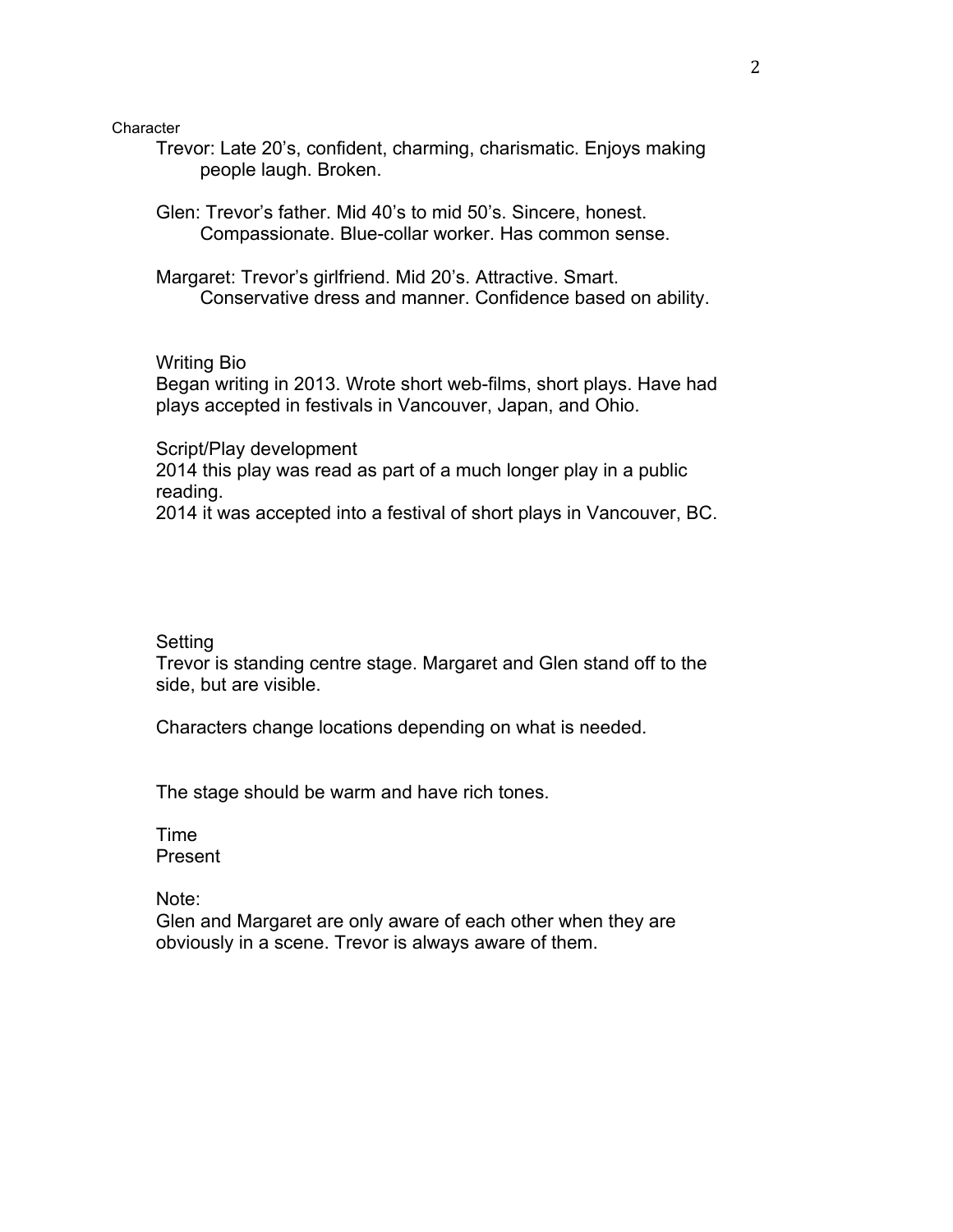Character

Trevor: Late 20's, confident, charming, charismatic. Enjoys making people laugh. Broken.

Glen: Trevor's father. Mid 40's to mid 50's. Sincere, honest. Compassionate. Blue-collar worker. Has common sense.

Margaret: Trevor's girlfriend. Mid 20's. Attractive. Smart. Conservative dress and manner. Confidence based on ability.

Writing Bio

Began writing in 2013. Wrote short web-films, short plays. Have had plays accepted in festivals in Vancouver, Japan, and Ohio.

Script/Play development

2014 this play was read as part of a much longer play in a public reading.

2014 it was accepted into a festival of short plays in Vancouver, BC.

Setting

Trevor is standing centre stage. Margaret and Glen stand off to the side, but are visible.

Characters change locations depending on what is needed.

The stage should be warm and have rich tones.

Time

Present

Note:

Glen and Margaret are only aware of each other when they are obviously in a scene. Trevor is always aware of them.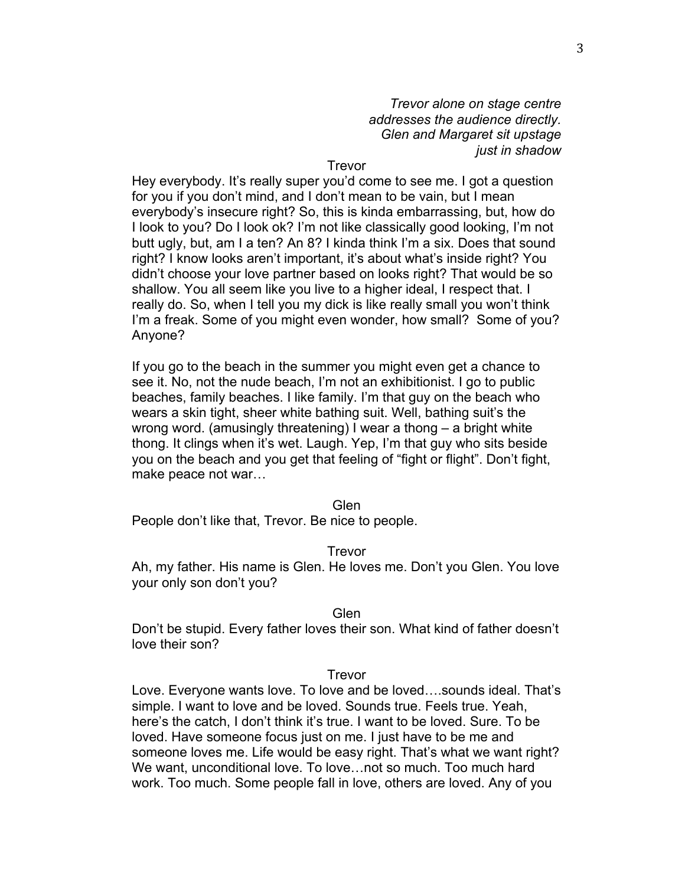*Trevor alone on stage centre addresses the audience directly. Glen and Margaret sit upstage just in shadow*

Trevor

Hey everybody. It's really super you'd come to see me. I got a question for you if you don't mind, and I don't mean to be vain, but I mean everybody's insecure right? So, this is kinda embarrassing, but, how do I look to you? Do I look ok? I'm not like classically good looking, I'm not butt ugly, but, am I a ten? An 8? I kinda think I'm a six. Does that sound right? I know looks aren't important, it's about what's inside right? You didn't choose your love partner based on looks right? That would be so shallow. You all seem like you live to a higher ideal, I respect that. I really do. So, when I tell you my dick is like really small you won't think I'm a freak. Some of you might even wonder, how small? Some of you? Anyone?

If you go to the beach in the summer you might even get a chance to see it. No, not the nude beach, I'm not an exhibitionist. I go to public beaches, family beaches. I like family. I'm that guy on the beach who wears a skin tight, sheer white bathing suit. Well, bathing suit's the wrong word. (amusingly threatening) I wear a thong – a bright white thong. It clings when it's wet. Laugh. Yep, I'm that guy who sits beside you on the beach and you get that feeling of "fight or flight". Don't fight, make peace not war…

Glen

People don't like that, Trevor. Be nice to people.

Trevor

Ah, my father. His name is Glen. He loves me. Don't you Glen. You love your only son don't you?

Glen

Don't be stupid. Every father loves their son. What kind of father doesn't love their son?

Trevor

Love. Everyone wants love. To love and be loved….sounds ideal. That's simple. I want to love and be loved. Sounds true. Feels true. Yeah, here's the catch, I don't think it's true. I want to be loved. Sure. To be loved. Have someone focus just on me. I just have to be me and someone loves me. Life would be easy right. That's what we want right? We want, unconditional love. To love…not so much. Too much hard work. Too much. Some people fall in love, others are loved. Any of you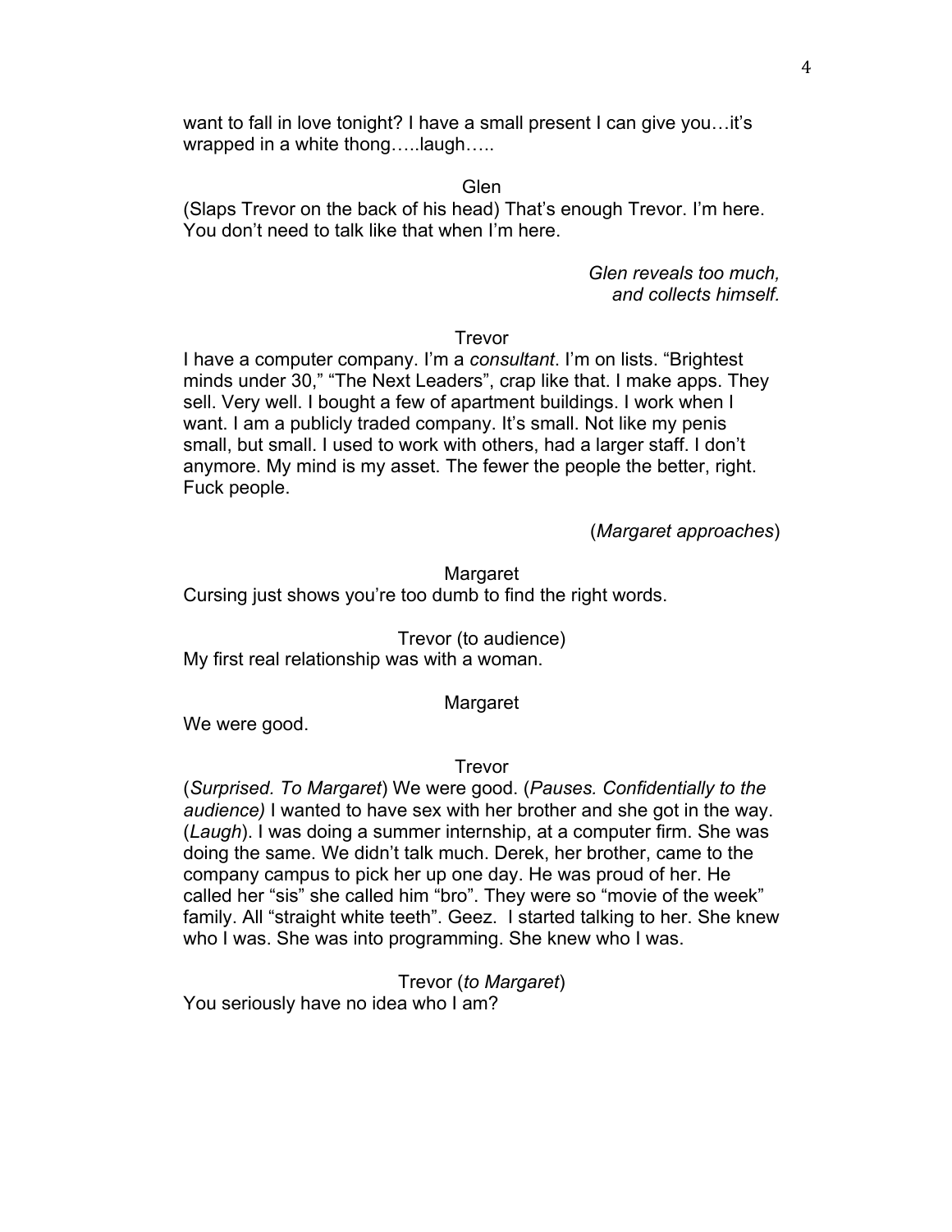want to fall in love tonight? I have a small present I can give you…it's wrapped in a white thong…..laugh…..

Glen

(Slaps Trevor on the back of his head) That's enough Trevor. I'm here. You don't need to talk like that when I'm here.

*Glen reveals too much, and collects himself.*

Trevor

I have a computer company. I'm a *consultant*. I'm on lists. "Brightest minds under 30," "The Next Leaders", crap like that. I make apps. They sell. Very well. I bought a few of apartment buildings. I work when I want. I am a publicly traded company. It's small. Not like my penis small, but small. I used to work with others, had a larger staff. I don't anymore. My mind is my asset. The fewer the people the better, right. Fuck people.

(*Margaret approaches*)

Margaret

Cursing just shows you're too dumb to find the right words.

Trevor (to audience)

My first real relationship was with a woman.

Margaret

We were good.

Trevor

(*Surprised. To Margaret*) We were good. (*Pauses. Confidentially to the audience)* I wanted to have sex with her brother and she got in the way. (*Laugh*). I was doing a summer internship, at a computer firm. She was doing the same. We didn't talk much. Derek, her brother, came to the company campus to pick her up one day. He was proud of her. He called her "sis" she called him "bro". They were so "movie of the week" family. All "straight white teeth". Geez. I started talking to her. She knew who I was. She was into programming. She knew who I was.

Trevor (*to Margaret*)

You seriously have no idea who I am?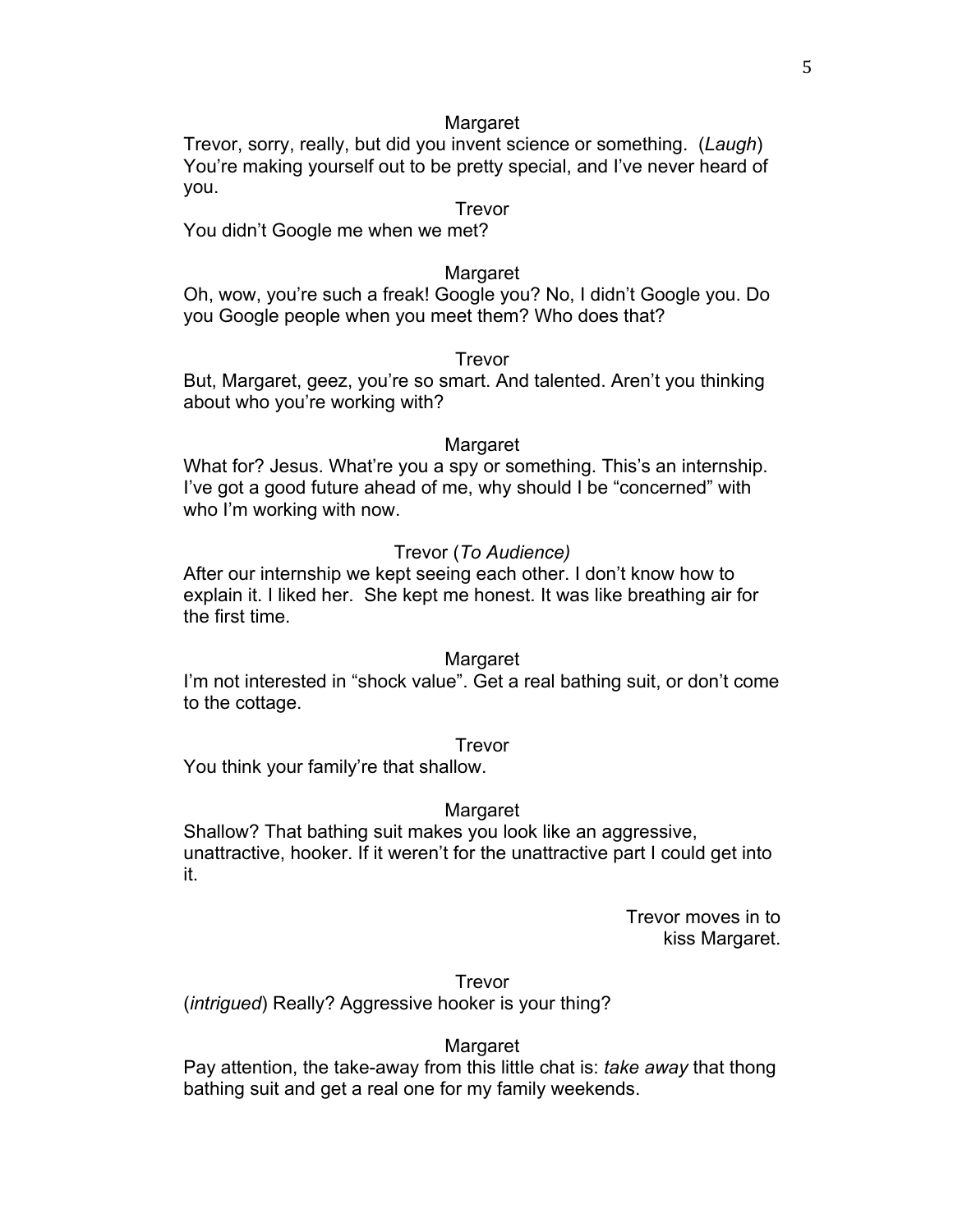Margaret

Trevor, sorry, really, but did you invent science or something. (*Laugh*) You're making yourself out to be pretty special, and I've never heard of you.

Trevor

You didn't Google me when we met?

Margaret

Oh, wow, you're such a freak! Google you? No, I didn't Google you. Do you Google people when you meet them? Who does that?

Trevor

But, Margaret, geez, you're so smart. And talented. Aren't you thinking about who you're working with?

Margaret

What for? Jesus. What're you a spy or something. This's an internship. I've got a good future ahead of me, why should I be "concerned" with who I'm working with now.

Trevor (*To Audience)*

After our internship we kept seeing each other. I don't know how to explain it. I liked her. She kept me honest. It was like breathing air for the first time.

Margaret

I'm not interested in "shock value". Get a real bathing suit, or don't come to the cottage.

Trevor

You think your family're that shallow.

Margaret

Shallow? That bathing suit makes you look like an aggressive, unattractive, hooker. If it weren't for the unattractive part I could get into it.

Trevor moves in to kiss Margaret.

Trevor

(*intrigued*) Really? Aggressive hooker is your thing?

Margaret

Pay attention, the take-away from this little chat is: *take away* that thong bathing suit and get a real one for my family weekends.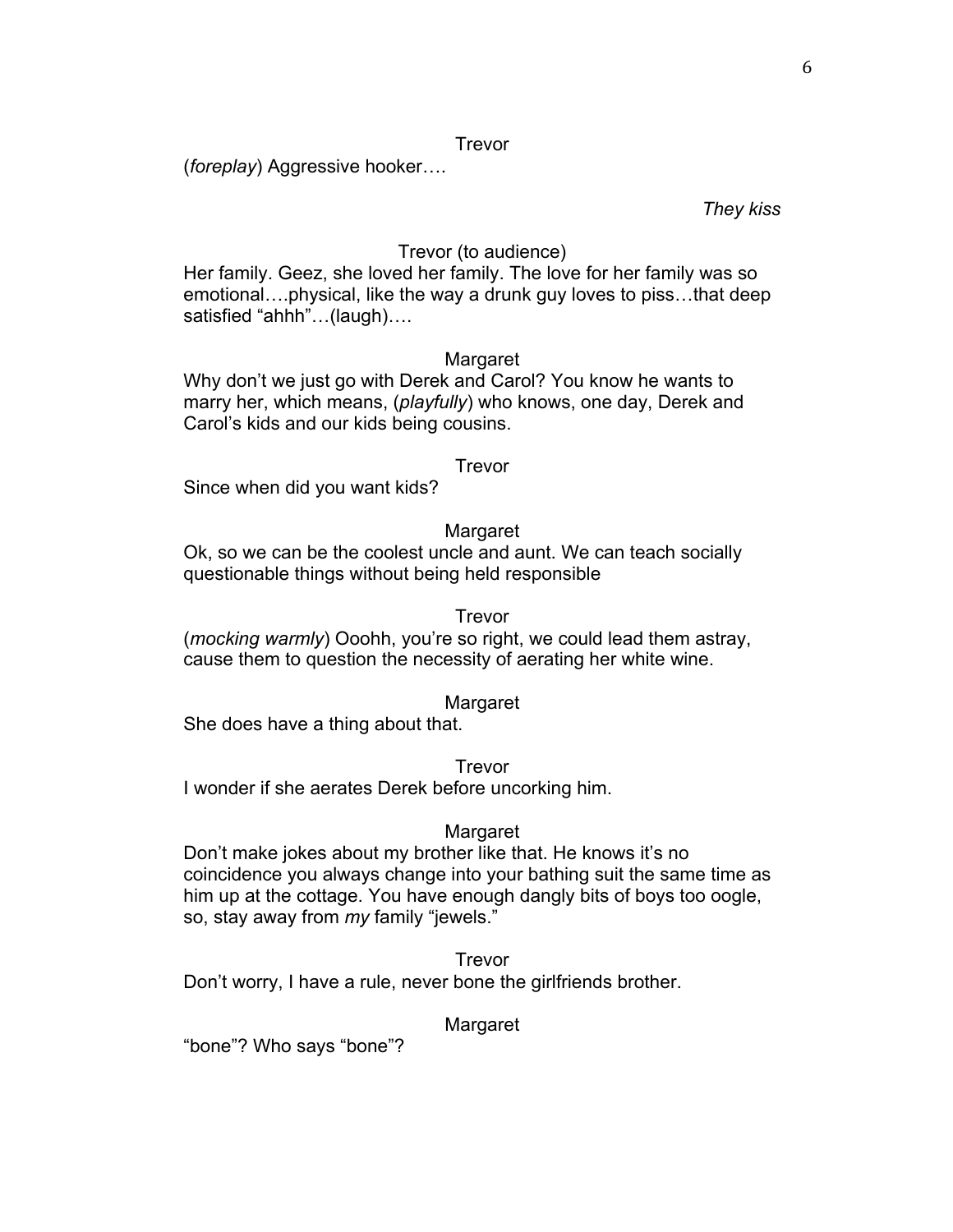Trevor

(*foreplay*) Aggressive hooker….

*They kiss*

Trevor (to audience)

Her family. Geez, she loved her family. The love for her family was so emotional….physical, like the way a drunk guy loves to piss…that deep satisfied "ahhh"…(laugh)….

Margaret

Why don't we just go with Derek and Carol? You know he wants to marry her, which means, (*playfully*) who knows, one day, Derek and Carol's kids and our kids being cousins.

Trevor

Since when did you want kids?

Margaret

Ok, so we can be the coolest uncle and aunt. We can teach socially questionable things without being held responsible

Trevor

(*mocking warmly*) Ooohh, you're so right, we could lead them astray, cause them to question the necessity of aerating her white wine.

Margaret

She does have a thing about that.

Trevor

I wonder if she aerates Derek before uncorking him.

Margaret

Don't make jokes about my brother like that. He knows it's no coincidence you always change into your bathing suit the same time as him up at the cottage. You have enough dangly bits of boys too oogle, so, stay away from *my* family "jewels."

Trevor

Don't worry, I have a rule, never bone the girlfriends brother.

Margaret

"bone"? Who says "bone"?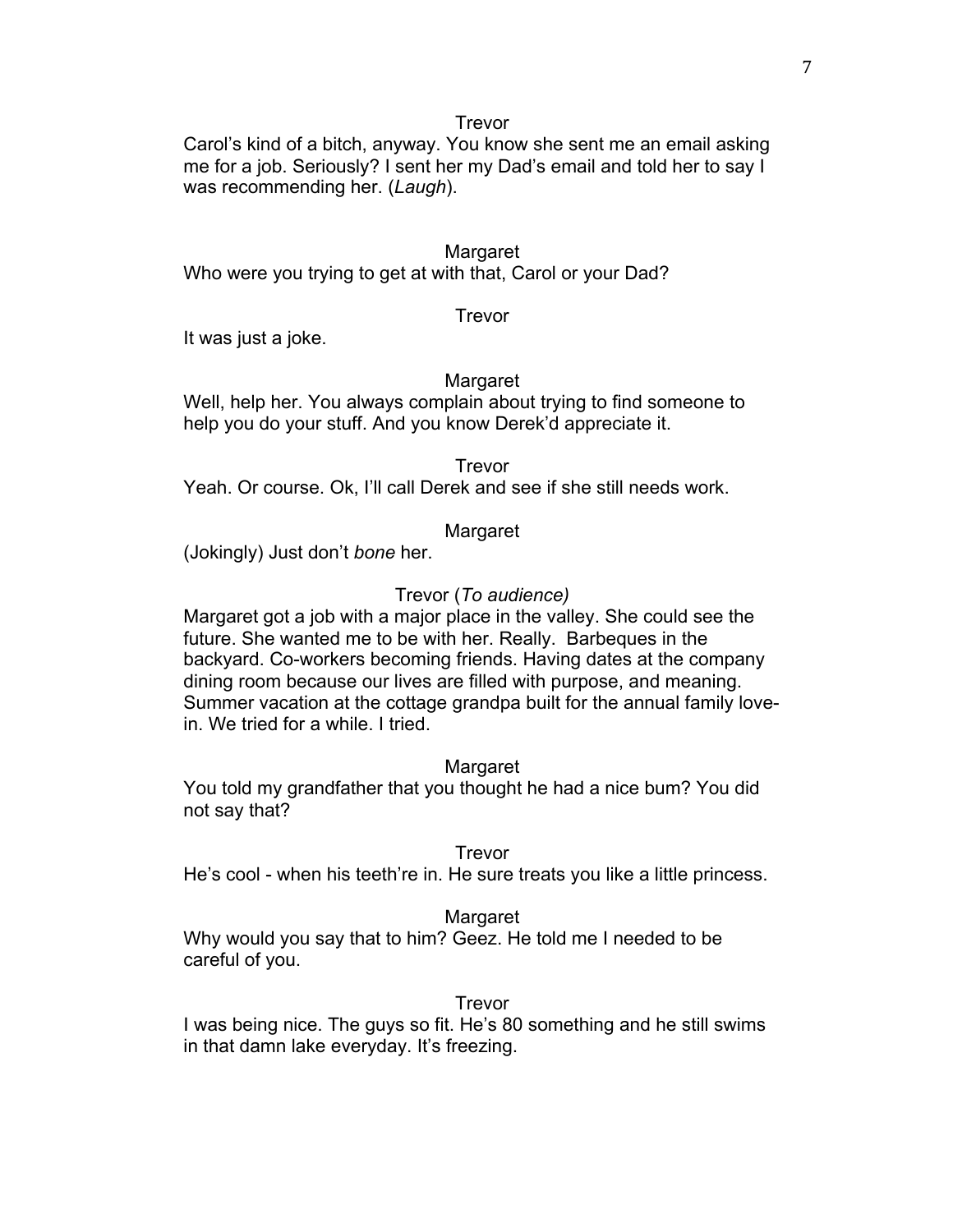Trevor

Carol's kind of a bitch, anyway. You know she sent me an email asking me for a job. Seriously? I sent her my Dad's email and told her to say I was recommending her. (*Laugh*).

Margaret

Who were you trying to get at with that, Carol or your Dad?

Trevor

It was just a joke.

Margaret

Well, help her. You always complain about trying to find someone to help you do your stuff. And you know Derek'd appreciate it.

Trevor

Yeah. Or course. Ok, I'll call Derek and see if she still needs work.

Margaret

(Jokingly) Just don't *bone* her.

Trevor (*To audience)*

Margaret got a job with a major place in the valley. She could see the future. She wanted me to be with her. Really. Barbeques in the backyard. Co-workers becoming friends. Having dates at the company dining room because our lives are filled with purpose, and meaning. Summer vacation at the cottage grandpa built for the annual family love-in. We tried for a while. I tried.

Margaret

You told my grandfather that you thought he had a nice bum? You did not say that?

Trevor

He's cool - when his teeth're in. He sure treats you like a little princess.

Margaret

Why would you say that to him? Geez. He told me I needed to be careful of you.

Trevor

I was being nice. The guys so fit. He's 80 something and he still swims in that damn lake everyday. It's freezing.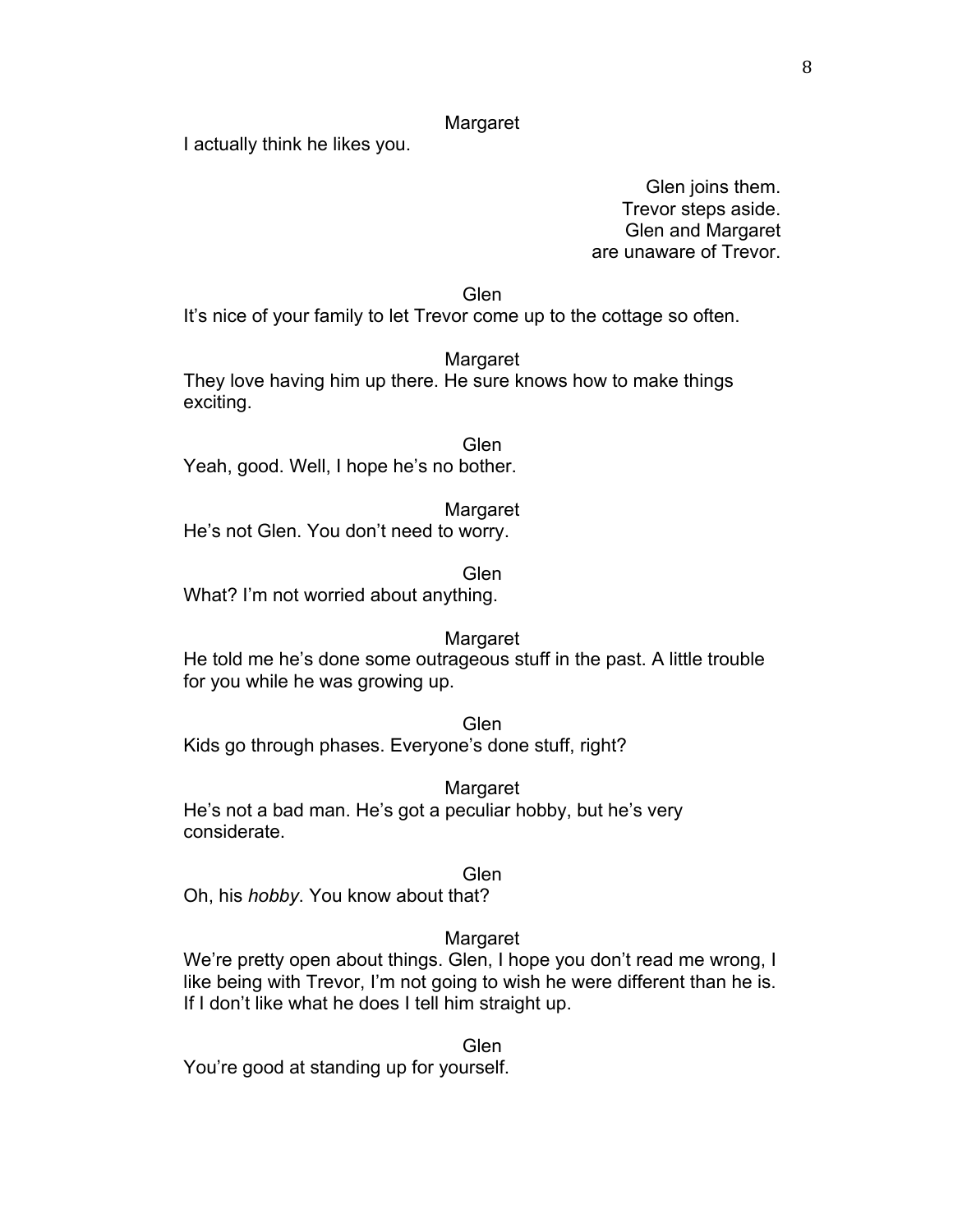Margaret

I actually think he likes you.

Glen joins them.
Trevor steps aside.
Glen and Margaret
are unaware of Trevor.

Glen

It's nice of your family to let Trevor come up to the cottage so often.

Margaret

They love having him up there. He sure knows how to make things exciting.

Glen

Yeah, good. Well, I hope he's no bother.

Margaret

He's not Glen. You don't need to worry.

Glen

What? I'm not worried about anything.

Margaret

He told me he's done some outrageous stuff in the past. A little trouble for you while he was growing up.

Glen

Kids go through phases. Everyone's done stuff, right?

Margaret

He's not a bad man. He's got a peculiar hobby, but he's very considerate.

Glen

Oh, his *hobby*. You know about that?

Margaret

We're pretty open about things. Glen, I hope you don't read me wrong, I like being with Trevor, I'm not going to wish he were different than he is. If I don't like what he does I tell him straight up.

Glen

You're good at standing up for yourself.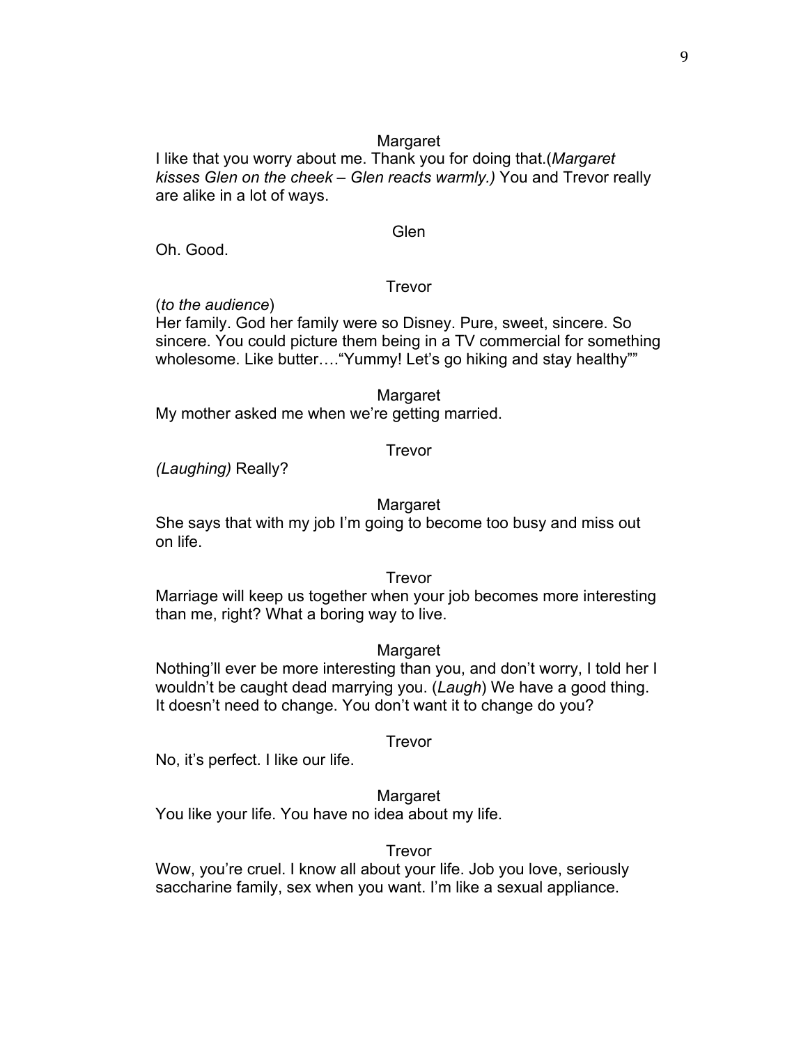Margaret

I like that you worry about me. Thank you for doing that.(*Margaret kisses Glen on the cheek – Glen reacts warmly.)* You and Trevor really are alike in a lot of ways.

Glen

Oh. Good.

Trevor

(*to the audience*)
Her family. God her family were so Disney. Pure, sweet, sincere. So sincere. You could picture them being in a TV commercial for something wholesome. Like butter…."Yummy! Let's go hiking and stay healthy""

Margaret

My mother asked me when we're getting married.

Trevor

*(Laughing)* Really?

Margaret

She says that with my job I'm going to become too busy and miss out on life.

Trevor

Marriage will keep us together when your job becomes more interesting than me, right? What a boring way to live.

Margaret

Nothing'll ever be more interesting than you, and don't worry, I told her I wouldn't be caught dead marrying you. (*Laugh*) We have a good thing. It doesn't need to change. You don't want it to change do you?

Trevor

No, it's perfect. I like our life.

Margaret

You like your life. You have no idea about my life.

Trevor

Wow, you're cruel. I know all about your life. Job you love, seriously saccharine family, sex when you want. I'm like a sexual appliance.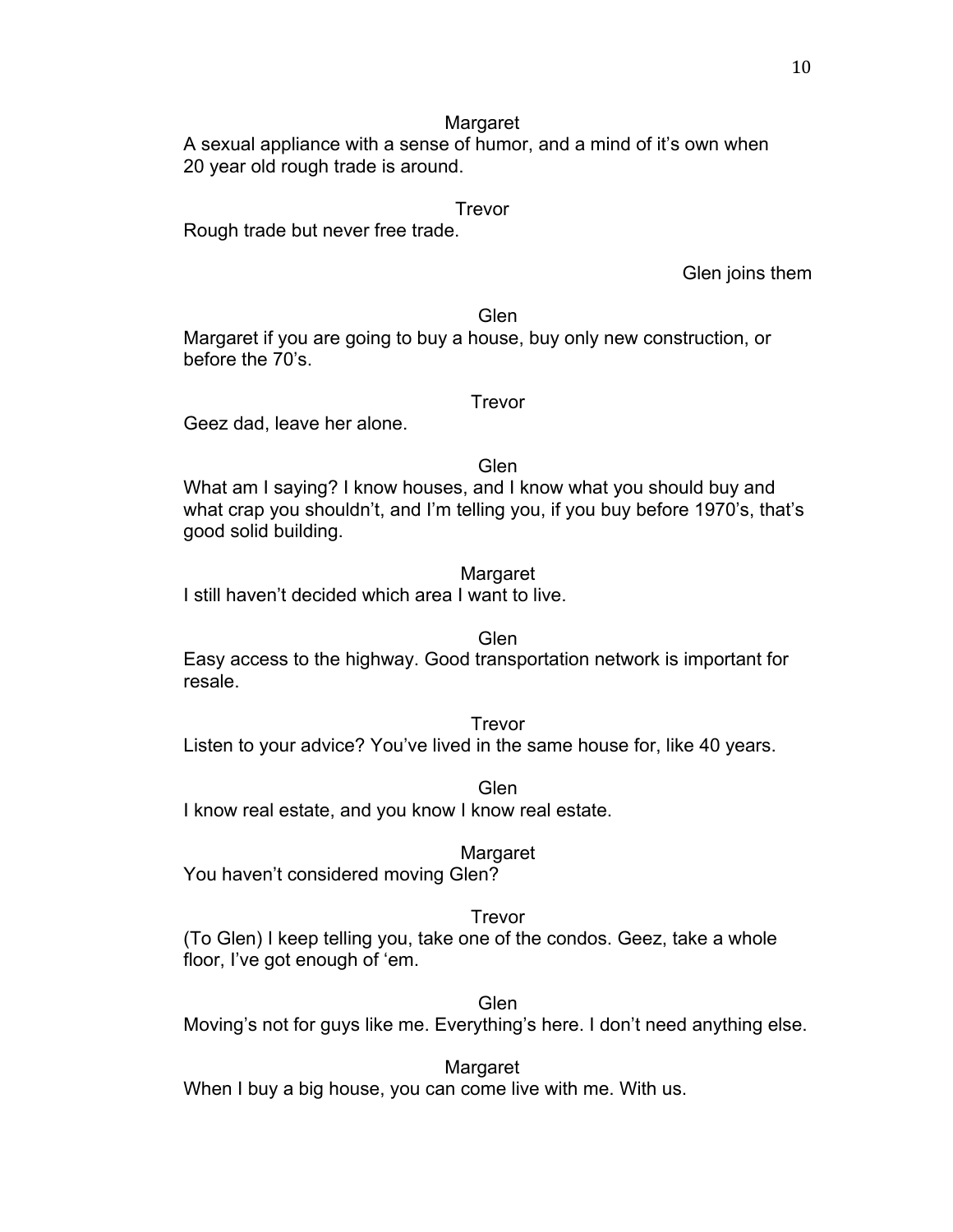Margaret

A sexual appliance with a sense of humor, and a mind of it's own when 20 year old rough trade is around.

Trevor

Rough trade but never free trade.

Glen joins them

Glen

Margaret if you are going to buy a house, buy only new construction, or before the 70's.

Trevor

Geez dad, leave her alone.

Glen

What am I saying? I know houses, and I know what you should buy and what crap you shouldn't, and I'm telling you, if you buy before 1970's, that's good solid building.

Margaret

I still haven't decided which area I want to live.

Glen

Easy access to the highway. Good transportation network is important for resale.

Trevor

Listen to your advice? You've lived in the same house for, like 40 years.

Glen

I know real estate, and you know I know real estate.

Margaret

You haven't considered moving Glen?

Trevor

(To Glen) I keep telling you, take one of the condos. Geez, take a whole floor, I've got enough of 'em.

Glen

Moving's not for guys like me. Everything's here. I don't need anything else.

Margaret

When I buy a big house, you can come live with me. With us.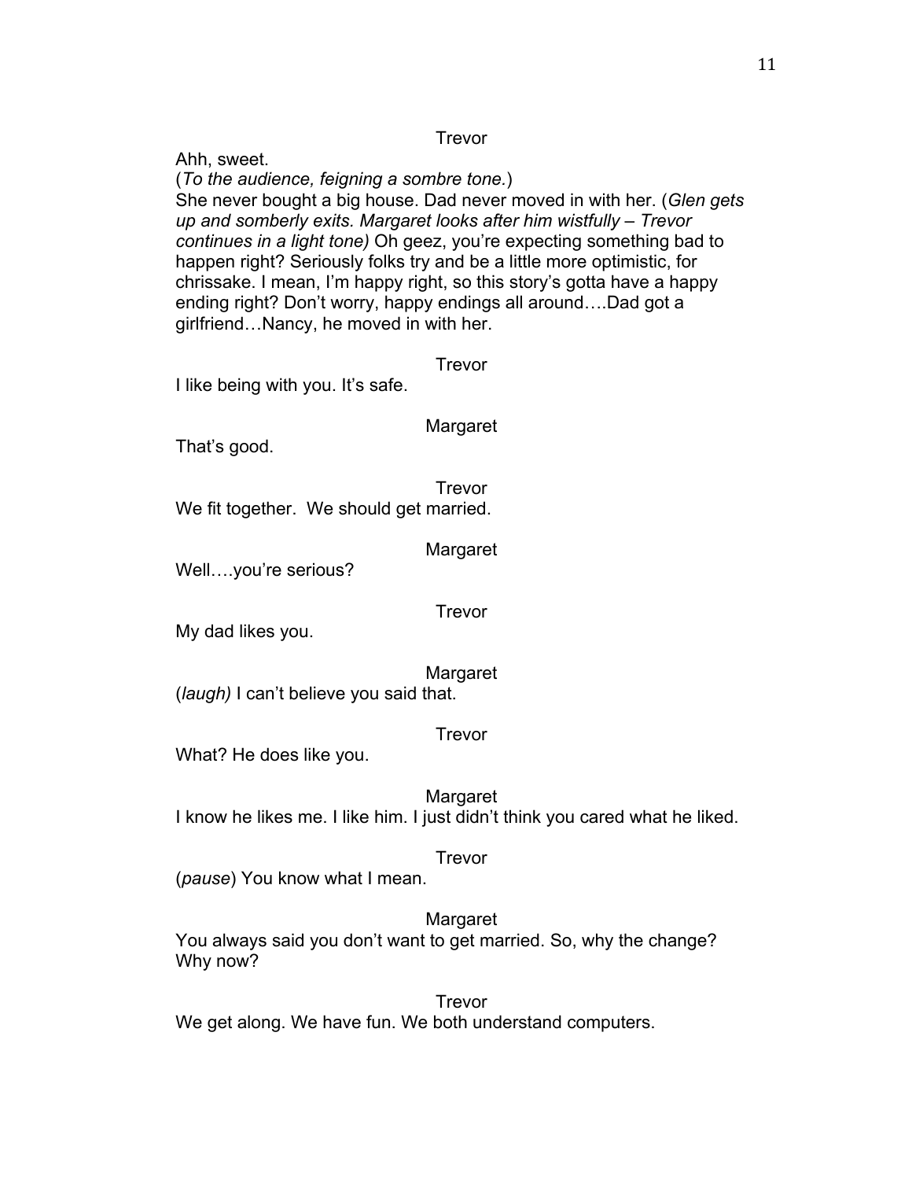Trevor

Ahh, sweet.
(*To the audience, feigning a sombre tone.*)
She never bought a big house. Dad never moved in with her. (*Glen gets up and somberly exits. Margaret looks after him wistfully – Trevor continues in a light tone)* Oh geez, you're expecting something bad to happen right? Seriously folks try and be a little more optimistic, for chrissake. I mean, I'm happy right, so this story's gotta have a happy ending right? Don't worry, happy endings all around….Dad got a girlfriend…Nancy, he moved in with her.

Trevor

I like being with you. It's safe.

Margaret

That's good.

Trevor

We fit together. We should get married.

Margaret

Well….you're serious?

Trevor

My dad likes you.

Margaret

(*laugh)* I can't believe you said that.

Trevor

What? He does like you.

Margaret

I know he likes me. I like him. I just didn't think you cared what he liked.

Trevor

(*pause*) You know what I mean.

Margaret

You always said you don't want to get married. So, why the change? Why now?

Trevor

We get along. We have fun. We both understand computers.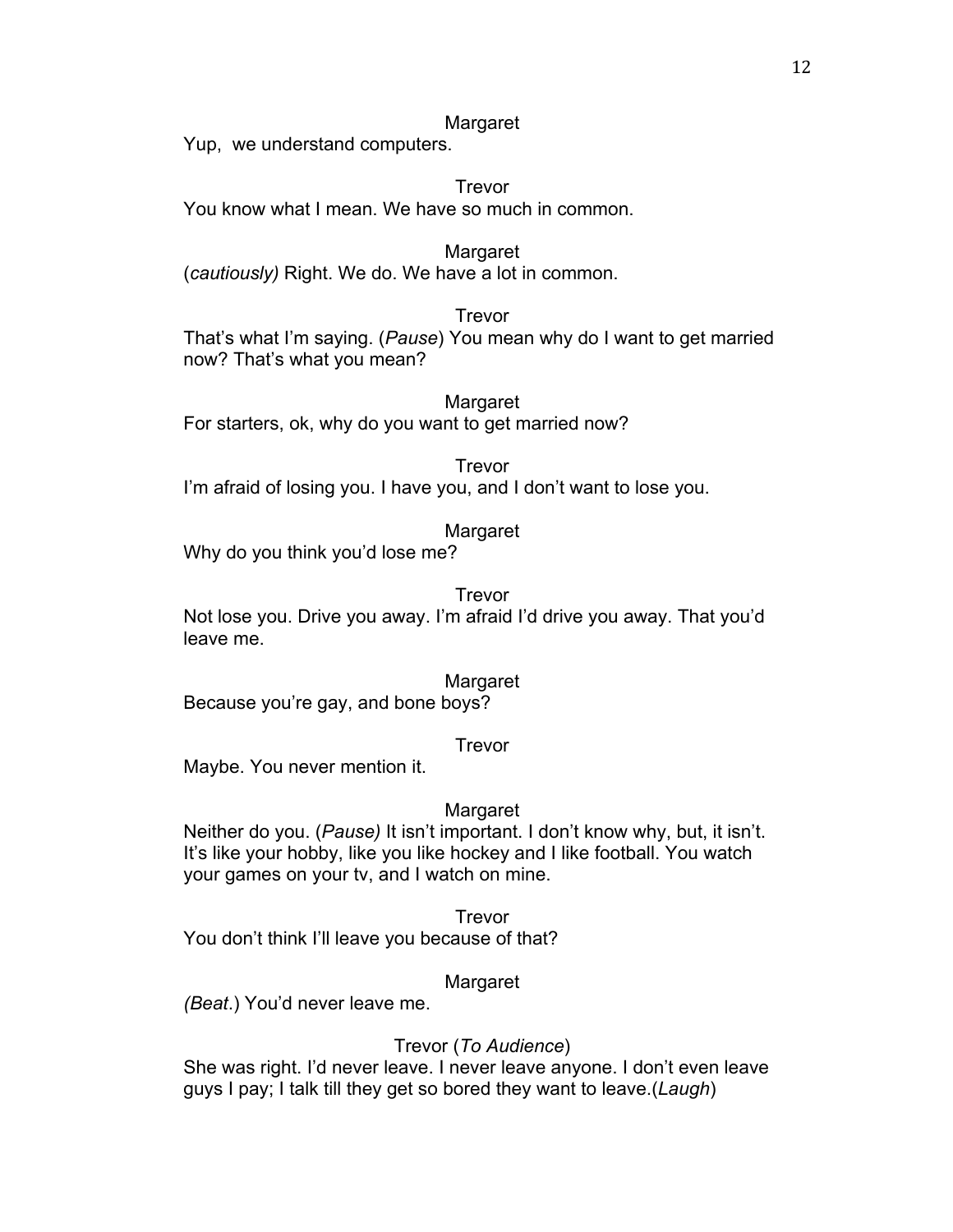Margaret

Yup,  we understand computers.

Trevor

You know what I mean. We have so much in common.

Margaret

(*cautiously)* Right. We do. We have a lot in common.

Trevor

That's what I'm saying. (*Pause*) You mean why do I want to get married now? That's what you mean?

Margaret

For starters, ok, why do you want to get married now?

Trevor

I'm afraid of losing you. I have you, and I don't want to lose you.

Margaret

Why do you think you'd lose me?

Trevor

Not lose you. Drive you away. I'm afraid I'd drive you away. That you'd leave me.

Margaret

Because you're gay, and bone boys?

Trevor

Maybe. You never mention it.

Margaret

Neither do you. (*Pause)* It isn't important. I don't know why, but, it isn't. It's like your hobby, like you like hockey and I like football. You watch your games on your tv, and I watch on mine.

Trevor

You don't think I'll leave you because of that?

Margaret

*(Beat*.) You'd never leave me.

Trevor (*To Audience*)

She was right. I'd never leave. I never leave anyone. I don't even leave guys I pay; I talk till they get so bored they want to leave.(*Laugh*)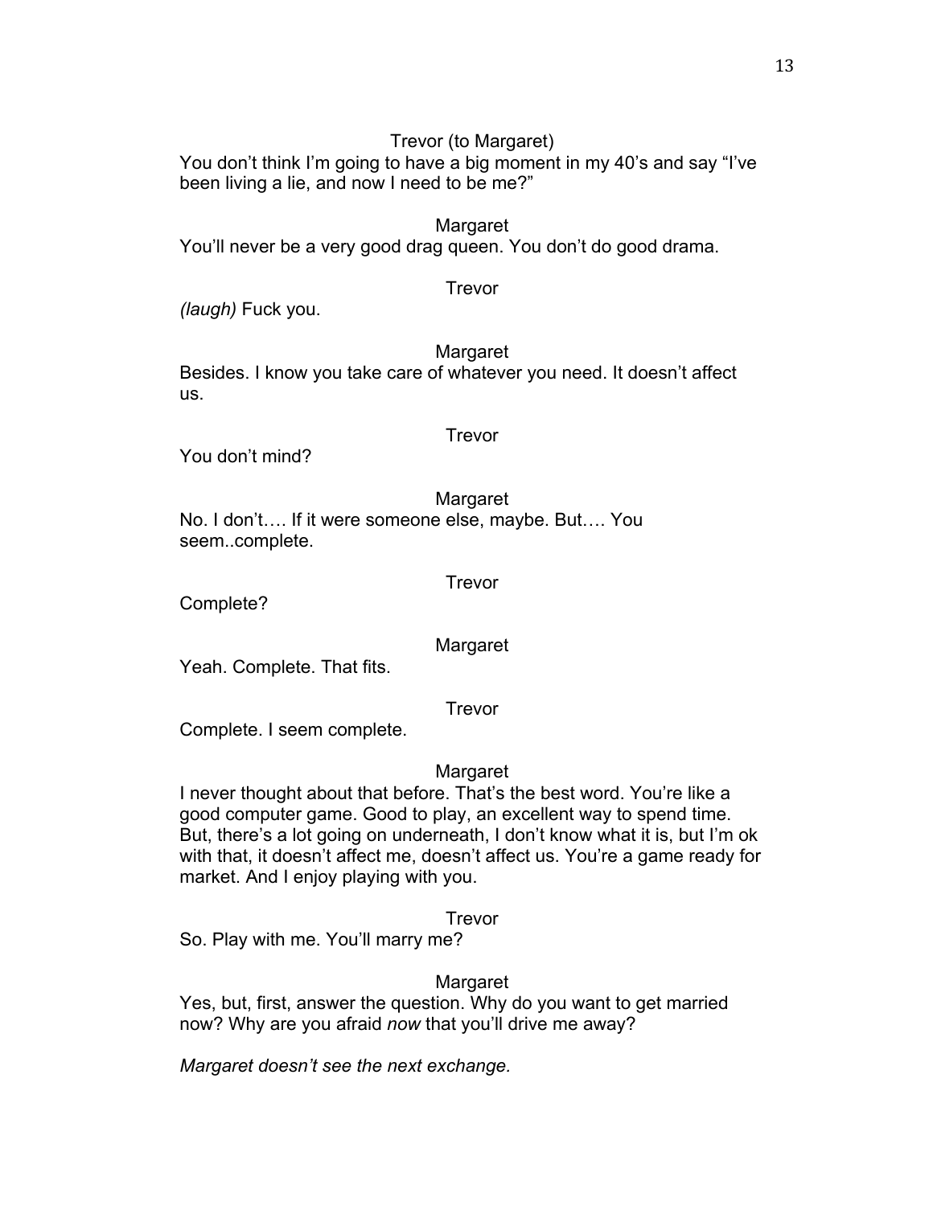Trevor (to Margaret)

You don't think I'm going to have a big moment in my 40's and say "I've been living a lie, and now I need to be me?"

Margaret

You'll never be a very good drag queen. You don't do good drama.

Trevor

*(laugh)* Fuck you.

Margaret

Besides. I know you take care of whatever you need. It doesn't affect us.

Trevor

You don't mind?

Margaret

No. I don't…. If it were someone else, maybe. But…. You seem..complete.

Trevor

Complete?

Margaret

Yeah. Complete. That fits.

Trevor

Complete. I seem complete.

Margaret

I never thought about that before. That's the best word. You're like a good computer game. Good to play, an excellent way to spend time. But, there's a lot going on underneath, I don't know what it is, but I'm ok with that, it doesn't affect me, doesn't affect us. You're a game ready for market. And I enjoy playing with you.

Trevor

So. Play with me. You'll marry me?

Margaret

Yes, but, first, answer the question. Why do you want to get married now? Why are you afraid *now* that you'll drive me away?

*Margaret doesn't see the next exchange.*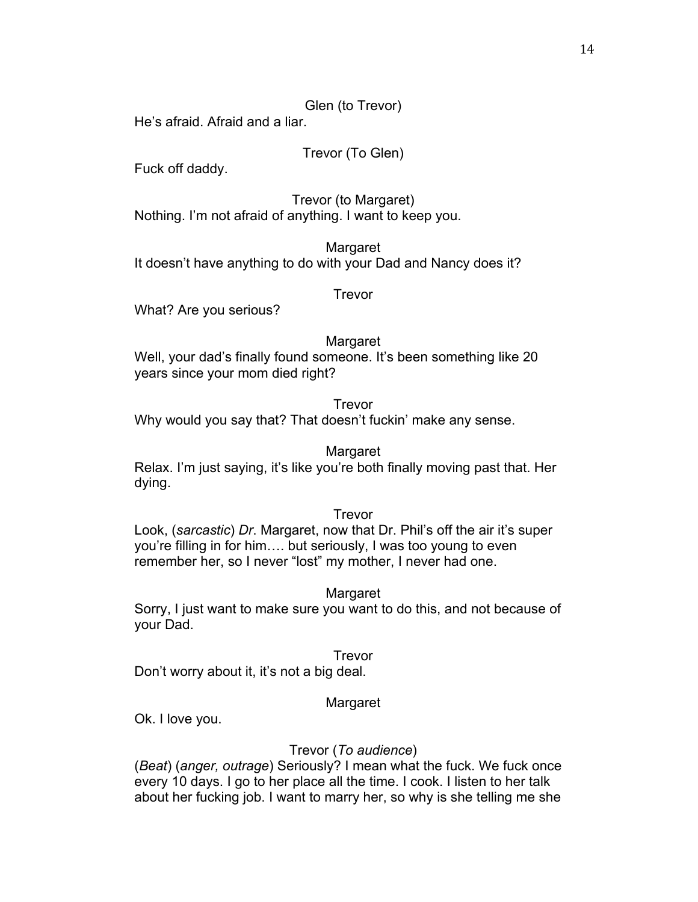Glen (to Trevor)

He's afraid. Afraid and a liar.

Trevor (To Glen)

Fuck off daddy.

Trevor (to Margaret)

Nothing. I'm not afraid of anything. I want to keep you.

Margaret

It doesn't have anything to do with your Dad and Nancy does it?

Trevor

What? Are you serious?

Margaret

Well, your dad's finally found someone. It's been something like 20 years since your mom died right?

Trevor

Why would you say that? That doesn't fuckin' make any sense.

Margaret

Relax. I'm just saying, it's like you're both finally moving past that. Her dying.

Trevor

Look, (*sarcastic*) *Dr*. Margaret, now that Dr. Phil's off the air it's super you're filling in for him…. but seriously, I was too young to even remember her, so I never "lost" my mother, I never had one.

Margaret

Sorry, I just want to make sure you want to do this, and not because of your Dad.

Trevor

Don't worry about it, it's not a big deal.

Margaret

Ok. I love you.

Trevor (*To audience*)

(*Beat*) (*anger, outrage*) Seriously? I mean what the fuck. We fuck once every 10 days. I go to her place all the time. I cook. I listen to her talk about her fucking job. I want to marry her, so why is she telling me she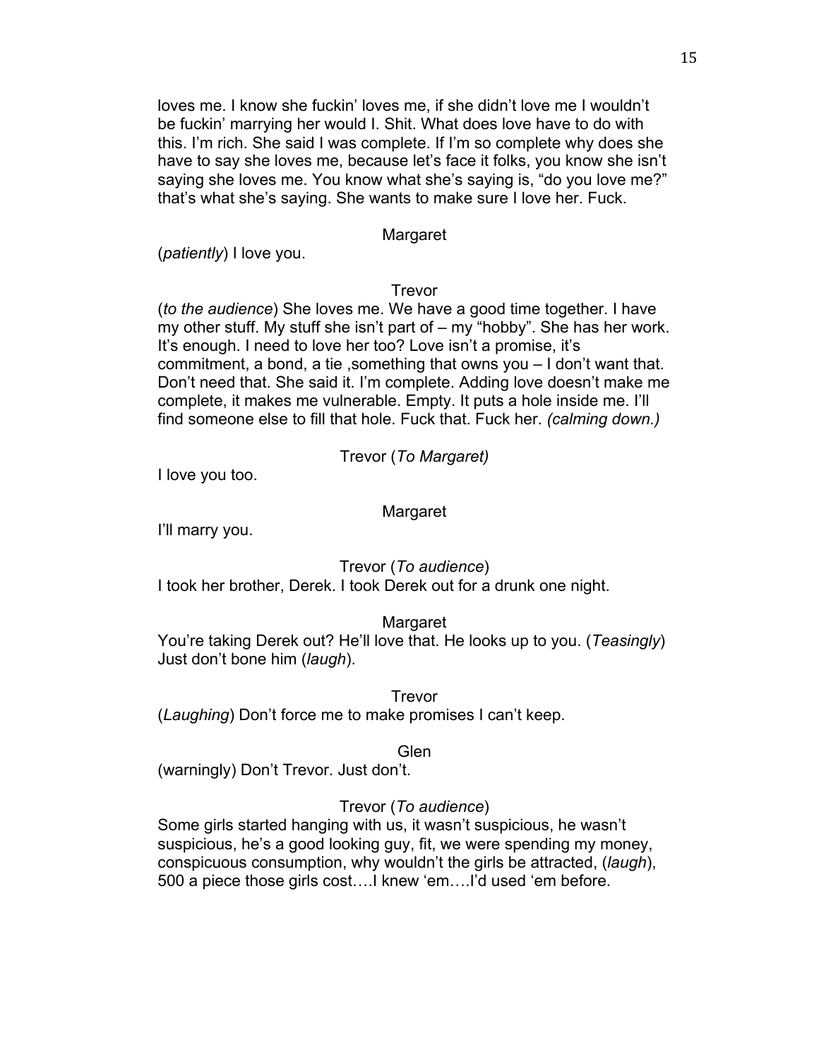loves me. I know she fuckin' loves me, if she didn't love me I wouldn't be fuckin' marrying her would I. Shit. What does love have to do with this. I'm rich. She said I was complete. If I'm so complete why does she have to say she loves me, because let's face it folks, you know she isn't saying she loves me. You know what she's saying is, "do you love me?" that's what she's saying. She wants to make sure I love her. Fuck.

Margaret

(*patiently*) I love you.

Trevor

(*to the audience*) She loves me. We have a good time together. I have my other stuff. My stuff she isn't part of – my "hobby". She has her work. It's enough. I need to love her too? Love isn't a promise, it's commitment, a bond, a tie ,something that owns you – I don't want that. Don't need that. She said it. I'm complete. Adding love doesn't make me complete, it makes me vulnerable. Empty. It puts a hole inside me. I'll find someone else to fill that hole. Fuck that. Fuck her. *(calming down.)*

Trevor (*To Margaret)*

I love you too.

Margaret

I'll marry you.

Trevor (*To audience*)

I took her brother, Derek. I took Derek out for a drunk one night.

Margaret

You're taking Derek out? He'll love that. He looks up to you. (*Teasingly*) Just don't bone him (*laugh*).

Trevor

(*Laughing*) Don't force me to make promises I can't keep.

Glen

(warningly) Don't Trevor. Just don't.

Trevor (*To audience*)

Some girls started hanging with us, it wasn't suspicious, he wasn't suspicious, he's a good looking guy, fit, we were spending my money, conspicuous consumption, why wouldn't the girls be attracted, (*laugh*), 500 a piece those girls cost….I knew 'em….I'd used 'em before.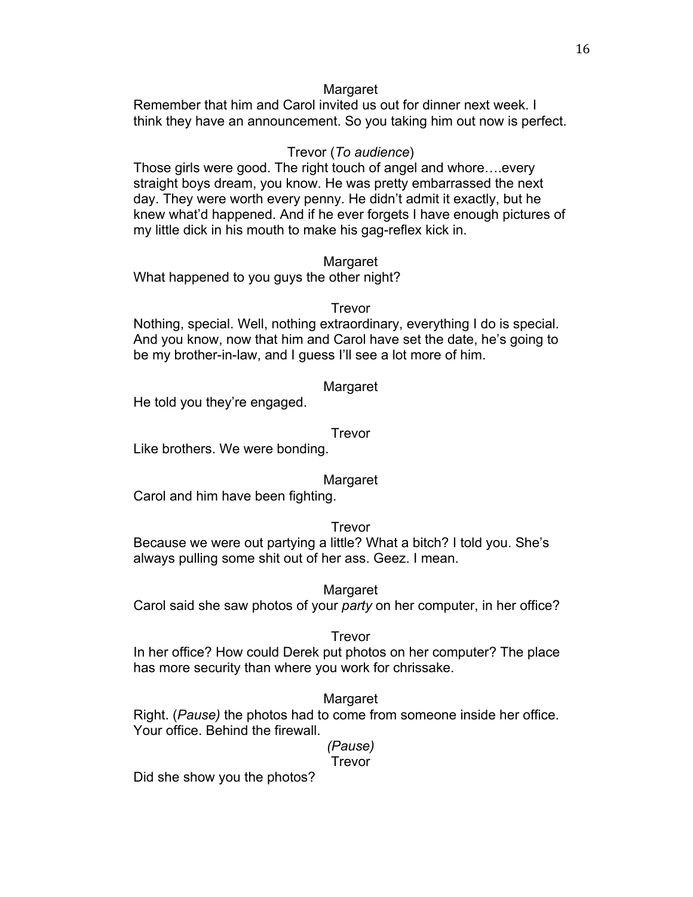Margaret

Remember that him and Carol invited us out for dinner next week. I think they have an announcement. So you taking him out now is perfect.

Trevor (*To audience*)

Those girls were good. The right touch of angel and whore….every straight boys dream, you know. He was pretty embarrassed the next day. They were worth every penny. He didn't admit it exactly, but he knew what'd happened. And if he ever forgets I have enough pictures of my little dick in his mouth to make his gag-reflex kick in.

Margaret

What happened to you guys the other night?

Trevor

Nothing, special. Well, nothing extraordinary, everything I do is special. And you know, now that him and Carol have set the date, he's going to be my brother-in-law, and I guess I'll see a lot more of him.

Margaret

He told you they're engaged.

Trevor

Like brothers. We were bonding.

Margaret

Carol and him have been fighting.

Trevor

Because we were out partying a little? What a bitch? I told you. She's always pulling some shit out of her ass. Geez. I mean.

Margaret

Carol said she saw photos of your *party* on her computer, in her office?

Trevor

In her office? How could Derek put photos on her computer? The place has more security than where you work for chrissake.

Margaret

Right. (*Pause)* the photos had to come from someone inside her office. Your office. Behind the firewall.

*(Pause)*

Trevor

Did she show you the photos?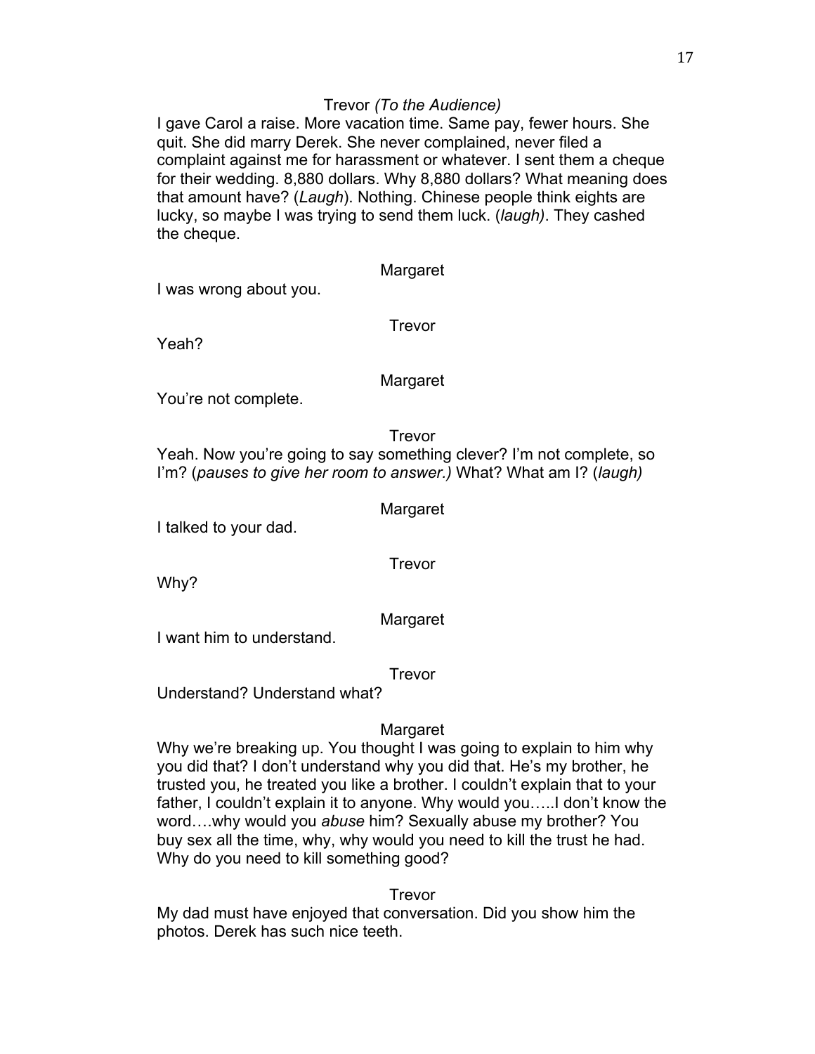Trevor *(To the Audience)*

I gave Carol a raise. More vacation time. Same pay, fewer hours. She quit. She did marry Derek. She never complained, never filed a complaint against me for harassment or whatever. I sent them a cheque for their wedding. 8,880 dollars. Why 8,880 dollars? What meaning does that amount have? (*Laugh*). Nothing. Chinese people think eights are lucky, so maybe I was trying to send them luck. (*laugh)*. They cashed the cheque.

Margaret

I was wrong about you.

Trevor

Yeah?

Margaret

You're not complete.

Trevor

Yeah. Now you're going to say something clever? I'm not complete, so I'm? (*pauses to give her room to answer.)* What? What am I? (*laugh)*

Margaret

I talked to your dad.

Trevor

Why?

Margaret

I want him to understand.

Trevor

Understand? Understand what?

Margaret

Why we're breaking up. You thought I was going to explain to him why you did that? I don't understand why you did that. He's my brother, he trusted you, he treated you like a brother. I couldn't explain that to your father, I couldn't explain it to anyone. Why would you…..I don't know the word….why would you *abuse* him? Sexually abuse my brother? You buy sex all the time, why, why would you need to kill the trust he had. Why do you need to kill something good?

Trevor

My dad must have enjoyed that conversation. Did you show him the photos. Derek has such nice teeth.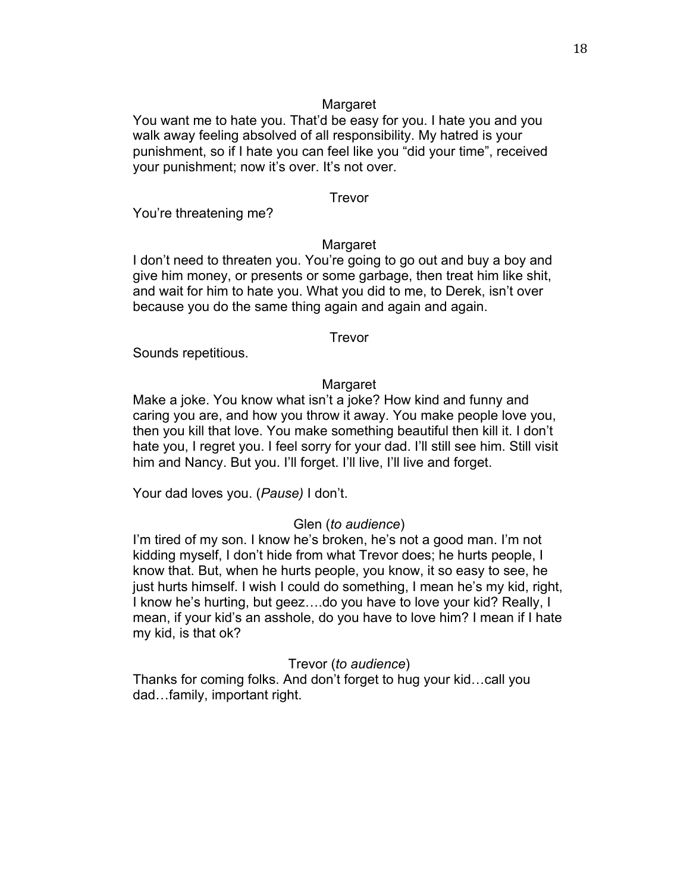Margaret

You want me to hate you. That'd be easy for you. I hate you and you walk away feeling absolved of all responsibility. My hatred is your punishment, so if I hate you can feel like you "did your time", received your punishment; now it's over. It's not over.

Trevor

You're threatening me?

Margaret

I don't need to threaten you. You're going to go out and buy a boy and give him money, or presents or some garbage, then treat him like shit, and wait for him to hate you. What you did to me, to Derek, isn't over because you do the same thing again and again and again.

Trevor

Sounds repetitious.

Margaret

Make a joke. You know what isn't a joke? How kind and funny and caring you are, and how you throw it away. You make people love you, then you kill that love. You make something beautiful then kill it. I don't hate you, I regret you. I feel sorry for your dad. I'll still see him. Still visit him and Nancy. But you. I'll forget. I'll live, I'll live and forget.

Your dad loves you. (*Pause)* I don't.

Glen (*to audience*)

I'm tired of my son. I know he's broken, he's not a good man. I'm not kidding myself, I don't hide from what Trevor does; he hurts people, I know that. But, when he hurts people, you know, it so easy to see, he just hurts himself. I wish I could do something, I mean he's my kid, right, I know he's hurting, but geez….do you have to love your kid? Really, I mean, if your kid's an asshole, do you have to love him? I mean if I hate my kid, is that ok?

Trevor (*to audience*)

Thanks for coming folks. And don't forget to hug your kid…call you dad…family, important right.